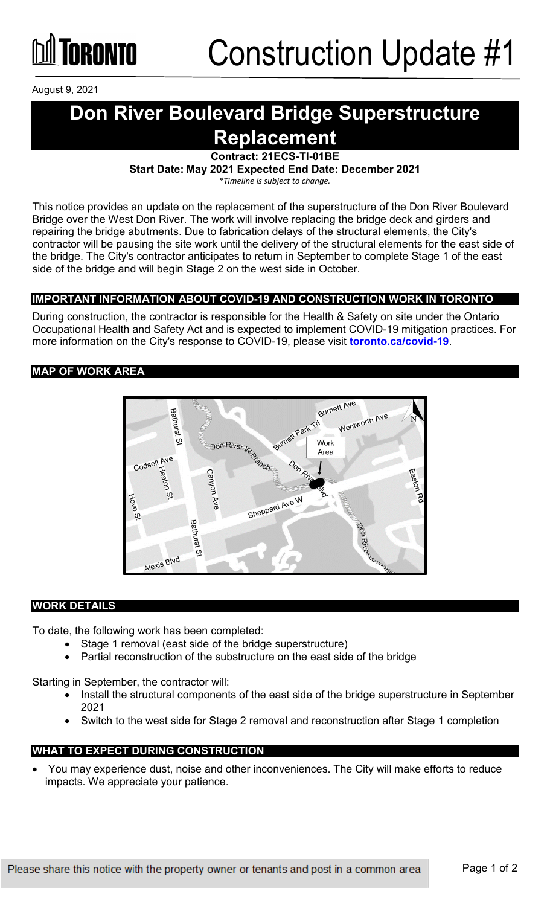# Construction Update #1

August 9, 2021

# Don River Boulevard Bridge Superstructure Replacement

**Contract: 21ECS-TI-01BE**
**Start Date: May 2021 Expected End Date: December 2021**
*\*Timeline is subject to change.*

This notice provides an update on the replacement of the superstructure of the Don River Boulevard Bridge over the West Don River. The work will involve replacing the bridge deck and girders and repairing the bridge abutments. Due to fabrication delays of the structural elements, the City's contractor will be pausing the site work until the delivery of the structural elements for the east side of the bridge. The City's contractor anticipates to return in September to complete Stage 1 of the east side of the bridge and will begin Stage 2 on the west side in October.

## IMPORTANT INFORMATION ABOUT COVID-19 AND CONSTRUCTION WORK IN TORONTO

During construction, the contractor is responsible for the Health & Safety on site under the Ontario Occupational Health and Safety Act and is expected to implement COVID-19 mitigation practices. For more information on the City's response to COVID-19, please visit **toronto.ca/covid-19**.

## MAP OF WORK AREA

## WORK DETAILS

To date, the following work has been completed:

- Stage 1 removal (east side of the bridge superstructure)
- Partial reconstruction of the substructure on the east side of the bridge

Starting in September, the contractor will:

- Install the structural components of the east side of the bridge superstructure in September 2021
- Switch to the west side for Stage 2 removal and reconstruction after Stage 1 completion

## WHAT TO EXPECT DURING CONSTRUCTION

- You may experience dust, noise and other inconveniences. The City will make efforts to reduce impacts. We appreciate your patience.

Please share this notice with the property owner or tenants and post in a common area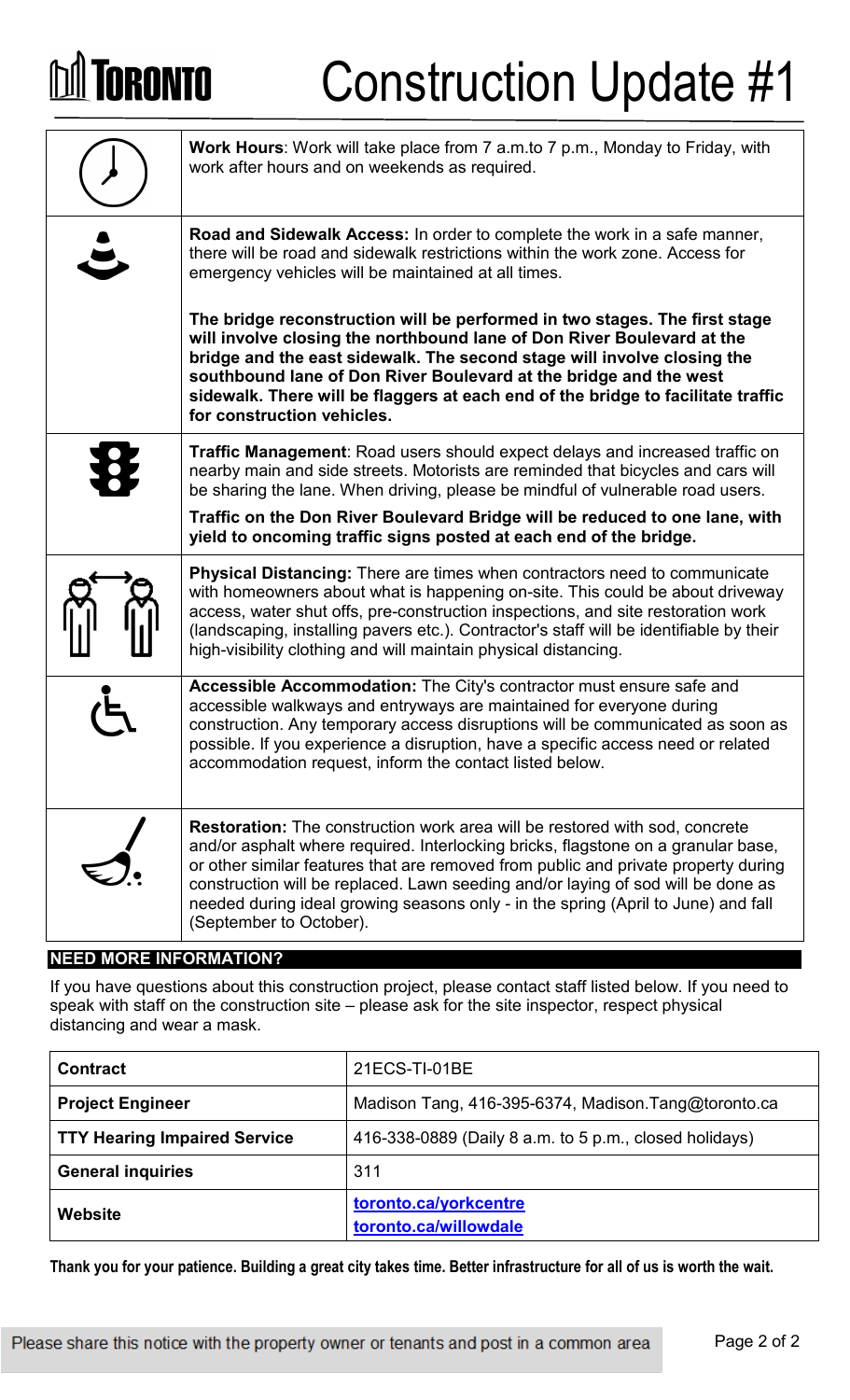# Construction Update #1

**Work Hours**: Work will take place from 7 a.m.to 7 p.m., Monday to Friday, with work after hours and on weekends as required.

**Road and Sidewalk Access:** In order to complete the work in a safe manner, there will be road and sidewalk restrictions within the work zone. Access for emergency vehicles will be maintained at all times.

**The bridge reconstruction will be performed in two stages. The first stage will involve closing the northbound lane of Don River Boulevard at the bridge and the east sidewalk. The second stage will involve closing the southbound lane of Don River Boulevard at the bridge and the west sidewalk. There will be flaggers at each end of the bridge to facilitate traffic for construction vehicles.**

**Traffic Management**: Road users should expect delays and increased traffic on nearby main and side streets. Motorists are reminded that bicycles and cars will be sharing the lane. When driving, please be mindful of vulnerable road users.

**Traffic on the Don River Boulevard Bridge will be reduced to one lane, with yield to oncoming traffic signs posted at each end of the bridge.**

**Physical Distancing:** There are times when contractors need to communicate with homeowners about what is happening on-site. This could be about driveway access, water shut offs, pre-construction inspections, and site restoration work (landscaping, installing pavers etc.). Contractor's staff will be identifiable by their high-visibility clothing and will maintain physical distancing.

**Accessible Accommodation:** The City's contractor must ensure safe and accessible walkways and entryways are maintained for everyone during construction. Any temporary access disruptions will be communicated as soon as possible. If you experience a disruption, have a specific access need or related accommodation request, inform the contact listed below.

**Restoration:** The construction work area will be restored with sod, concrete and/or asphalt where required. Interlocking bricks, flagstone on a granular base, or other similar features that are removed from public and private property during construction will be replaced. Lawn seeding and/or laying of sod will be done as needed during ideal growing seasons only - in the spring (April to June) and fall (September to October).

## NEED MORE INFORMATION?

If you have questions about this construction project, please contact staff listed below. If you need to speak with staff on the construction site – please ask for the site inspector, respect physical distancing and wear a mask.

| | |
|---|---|
| **Contract** | 21ECS-TI-01BE |
| **Project Engineer** | Madison Tang, 416-395-6374, Madison.Tang@toronto.ca |
| **TTY Hearing Impaired Service** | 416-338-0889 (Daily 8 a.m. to 5 p.m., closed holidays) |
| **General inquiries** | 311 |
| **Website** | toronto.ca/yorkcentre<br>toronto.ca/willowdale |

**Thank you for your patience. Building a great city takes time. Better infrastructure for all of us is worth the wait.**

Please share this notice with the property owner or tenants and post in a common area